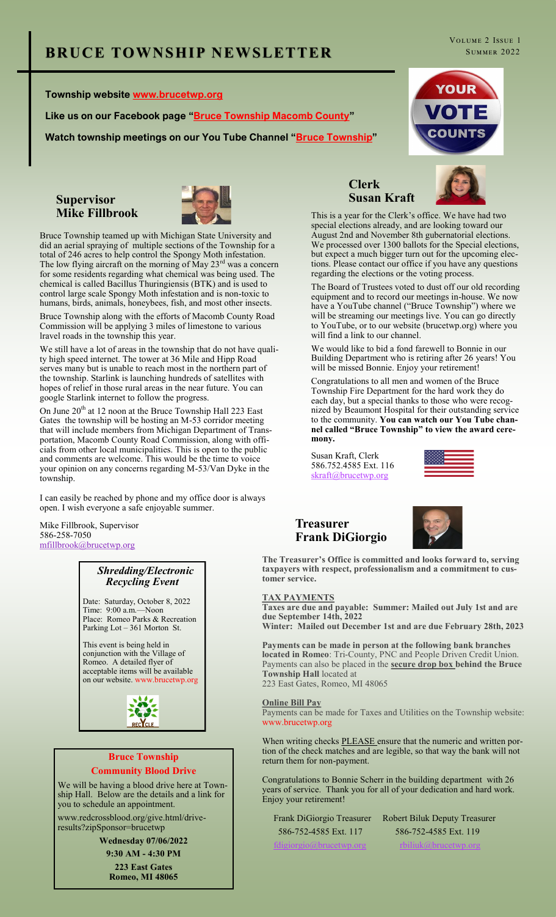# BRUCE TOWNSHIP NEWSLETTER

Volume 2 Issue 1
Summer 2022

**Township website [www.brucetwp.org](www.brucetwp.org)**

**Like us on our Facebook page "[Bruce Township Macomb County]"**

**Watch township meetings on our You Tube Channel "[Bruce Township]"**

## Supervisor Mike Fillbrook

Bruce Township teamed up with Michigan State University and did an aerial spraying of multiple sections of the Township for a total of 246 acres to help control the Spongy Moth infestation. The low flying aircraft on the morning of May 23rd was a concern for some residents regarding what chemical was being used. The chemical is called Bacillus Thuringiensis (BTK) and is used to control large scale Spongy Moth infestation and is non-toxic to humans, birds, animals, honeybees, fish, and most other insects.

Bruce Township along with the efforts of Macomb County Road Commission will be applying 3 miles of limestone to various lravel roads in the township this year.

We still have a lot of areas in the township that do not have quality high speed internet. The tower at 36 Mile and Hipp Road serves many but is unable to reach most in the northern part of the township. Starlink is launching hundreds of satellites with hopes of relief in those rural areas in the near future. You can google Starlink internet to follow the progress.

On June 20th at 12 noon at the Bruce Township Hall 223 East Gates the township will be hosting an M-53 corridor meeting that will include members from Michigan Department of Transportation, Macomb County Road Commission, along with officials from other local municipalities. This is open to the public and comments are welcome. This would be the time to voice your opinion on any concerns regarding M-53/Van Dyke in the township.

I can easily be reached by phone and my office door is always open. I wish everyone a safe enjoyable summer.

Mike Fillbrook, Supervisor
586-258-7050
mfillbrook@brucetwp.org

### *Shredding/Electronic Recycling Event*

Date: Saturday, October 8, 2022
Time: 9:00 a.m.—Noon
Place: Romeo Parks & Recreation Parking Lot – 361 Morton St.

This event is being held in conjunction with the Village of Romeo. A detailed flyer of acceptable items will be available on our website. www.brucetwp.org

### Bruce Township Community Blood Drive

We will be having a blood drive here at Township Hall. Below are the details and a link for you to schedule an appointment.

www.redcrossblood.org/give.html/drive-results?zipSponsor=brucetwp

**Wednesday 07/06/2022**

**9:30 AM - 4:30 PM**

**223 East Gates**
**Romeo, MI 48065**

## Clerk Susan Kraft

This is a year for the Clerk's office. We have had two special elections already, and are looking toward our August 2nd and November 8th gubernatorial elections. We processed over 1300 ballots for the Special elections, but expect a much bigger turn out for the upcoming elections. Please contact our office if you have any questions regarding the elections or the voting process.

The Board of Trustees voted to dust off our old recording equipment and to record our meetings in-house. We now have a YouTube channel ("Bruce Township") where we will be streaming our meetings live. You can go directly to YouTube, or to our website (brucetwp.org) where you will find a link to our channel.

We would like to bid a fond farewell to Bonnie in our Building Department who is retiring after 26 years! You will be missed Bonnie. Enjoy your retirement!

Congratulations to all men and women of the Bruce Township Fire Department for the hard work they do each day, but a special thanks to those who were recognized by Beaumont Hospital for their outstanding service to the community. **You can watch our You Tube channel called "Bruce Township" to view the award ceremony.**

Susan Kraft, Clerk
586.752.4585 Ext. 116
skraft@brucetwp.org

## Treasurer Frank DiGiorgio

**The Treasurer's Office is committed and looks forward to, serving taxpayers with respect, professionalism and a commitment to customer service.**

**TAX PAYMENTS**

**Taxes are due and payable: Summer: Mailed out July 1st and are due September 14th, 2022**
**Winter: Mailed out December 1st and are due February 28th, 2023**

**Payments can be made in person at the following bank branches located in Romeo**: Tri-County, PNC and People Driven Credit Union. Payments can also be placed in the **secure drop box behind the Bruce Township Hall** located at
223 East Gates, Romeo, MI 48065

**Online Bill Pay**

Payments can be made for Taxes and Utilities on the Township website: www.brucetwp.org

When writing checks PLEASE ensure that the numeric and written portion of the check matches and are legible, so that way the bank will not return them for non-payment.

Congratulations to Bonnie Scherr in the building department with 26 years of service. Thank you for all of your dedication and hard work. Enjoy your retirement!

Frank DiGiorgio Treasurer
586-752-4585 Ext. 117
fdigiorgio@brucetwp.org

Robert Biluk Deputy Treasurer
586-752-4585 Ext. 119
rbiliuk@brucetwp.org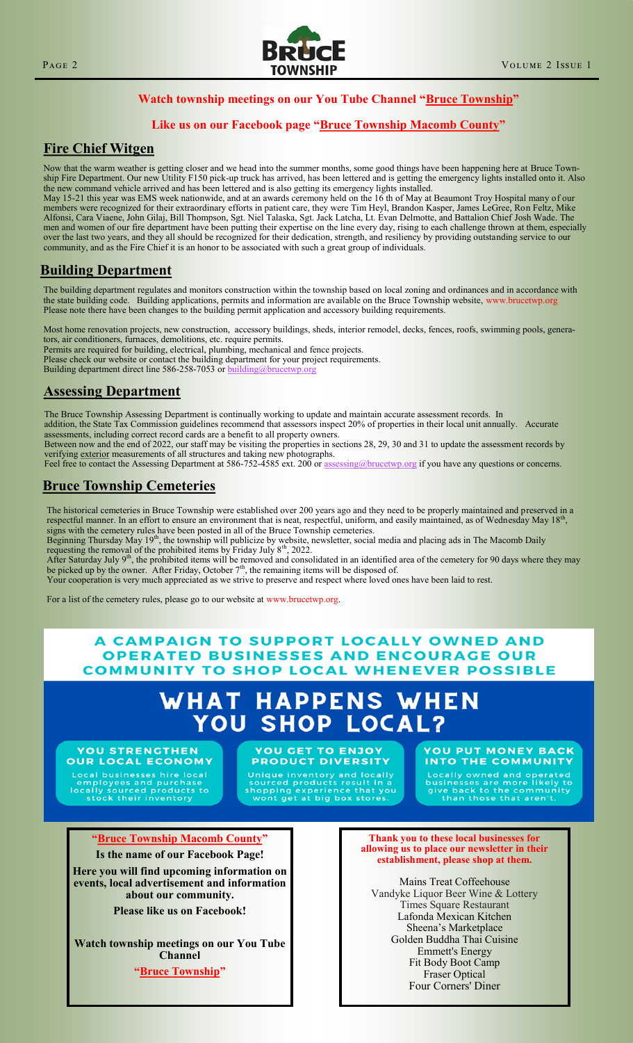**Watch township meetings on our You Tube Channel "Bruce Township"**

**Like us on our Facebook page "Bruce Township Macomb County"**

## Fire Chief Witgen

Now that the warm weather is getting closer and we head into the summer months, some good things have been happening here at Bruce Township Fire Department. Our new Utility F150 pick-up truck has arrived, has been lettered and is getting the emergency lights installed onto it. Also the new command vehicle arrived and has been lettered and is also getting its emergency lights installed.

May 15-21 this year was EMS week nationwide, and at an awards ceremony held on the 16 th of May at Beaumont Troy Hospital many of our members were recognized for their extraordinary efforts in patient care, they were Tim Heyl, Brandon Kasper, James LeGree, Ron Feltz, Mike Alfonsi, Cara Viaene, John Gilaj, Bill Thompson, Sgt. Niel Talaska, Sgt. Jack Latcha, Lt. Evan Delmotte, and Battalion Chief Josh Wade. The men and women of our fire department have been putting their expertise on the line every day, rising to each challenge thrown at them, especially over the last two years, and they all should be recognized for their dedication, strength, and resiliency by providing outstanding service to our community, and as the Fire Chief it is an honor to be associated with such a great group of individuals.

## Building Department

The building department regulates and monitors construction within the township based on local zoning and ordinances and in accordance with the state building code. Building applications, permits and information are available on the Bruce Township website, www.brucetwp.org Please note there have been changes to the building permit application and accessory building requirements.

Most home renovation projects, new construction, accessory buildings, sheds, interior remodel, decks, fences, roofs, swimming pools, generators, air conditioners, furnaces, demolitions, etc. require permits.
Permits are required for building, electrical, plumbing, mechanical and fence projects.
Please check our website or contact the building department for your project requirements.
Building department direct line 586-258-7053 or building@brucetwp.org

## Assessing Department

The Bruce Township Assessing Department is continually working to update and maintain accurate assessment records. In addition, the State Tax Commission guidelines recommend that assessors inspect 20% of properties in their local unit annually. Accurate assessments, including correct record cards are a benefit to all property owners.

Between now and the end of 2022, our staff may be visiting the properties in sections 28, 29, 30 and 31 to update the assessment records by verifying exterior measurements of all structures and taking new photographs.

Feel free to contact the Assessing Department at 586-752-4585 ext. 200 or assessing@brucetwp.org if you have any questions or concerns.

## Bruce Township Cemeteries

The historical cemeteries in Bruce Township were established over 200 years ago and they need to be properly maintained and preserved in a respectful manner. In an effort to ensure an environment that is neat, respectful, uniform, and easily maintained, as of Wednesday May 18th, signs with the cemetery rules have been posted in all of the Bruce Township cemeteries.

Beginning Thursday May 19th, the township will publicize by website, newsletter, social media and placing ads in The Macomb Daily requesting the removal of the prohibited items by Friday July 8th, 2022.

After Saturday July 9th, the prohibited items will be removed and consolidated in an identified area of the cemetery for 90 days where they may be picked up by the owner. After Friday, October 7th, the remaining items will be disposed of.

Your cooperation is very much appreciated as we strive to preserve and respect where loved ones have been laid to rest.

For a list of the cemetery rules, please go to our website at www.brucetwp.org.

**A CAMPAIGN TO SUPPORT LOCALLY OWNED AND OPERATED BUSINESSES AND ENCOURAGE OUR COMMUNITY TO SHOP LOCAL WHENEVER POSSIBLE**

# WHAT HAPPENS WHEN YOU SHOP LOCAL?

**YOU STRENGTHEN OUR LOCAL ECONOMY**

Local businesses hire local employees and purchase locally sourced products to stock their inventory

**YOU GET TO ENJOY PRODUCT DIVERSITY**

Unique inventory and locally sourced products result in a shopping experience that you wont get at big box stores.

**YOU PUT MONEY BACK INTO THE COMMUNITY**

Locally owned and operated businesses are more likely to give back to the community than those that aren't.

**"Bruce Township Macomb County"**

**Is the name of our Facebook Page!**

**Here you will find upcoming information on events, local advertisement and information about our community.**

**Please like us on Facebook!**

**Watch township meetings on our You Tube Channel**

**"Bruce Township"**

**Thank you to these local businesses for allowing us to place our newsletter in their establishment, please shop at them.**

Mains Treat Coffeehouse
Vandyke Liquor Beer Wine & Lottery
Times Square Restaurant
Lafonda Mexican Kitchen
Sheena's Marketplace
Golden Buddha Thai Cuisine
Emmett's Energy
Fit Body Boot Camp
Fraser Optical
Four Corners' Diner